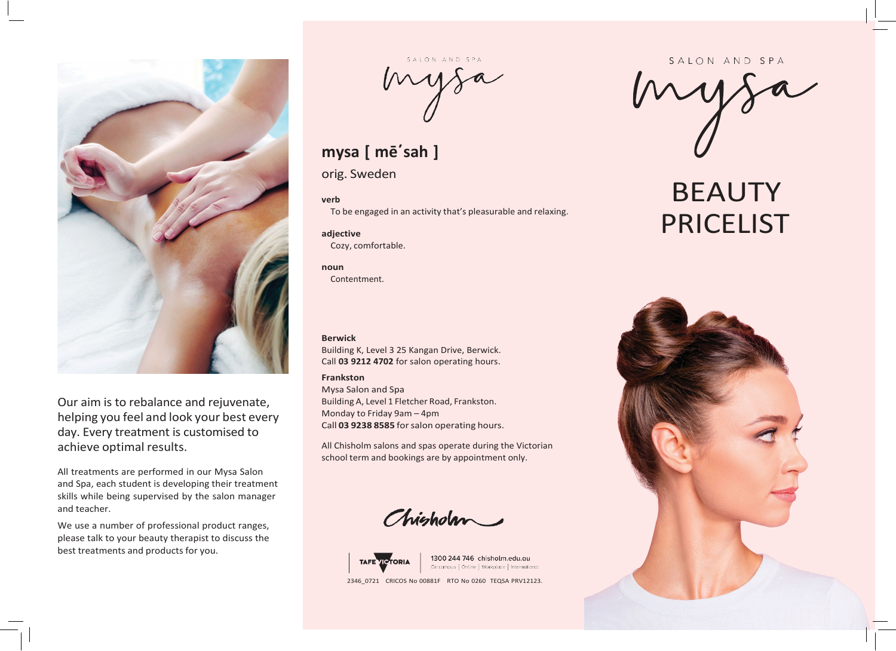Our aim is to rebalance and rejuvenate, helping you feel and look your best every day. Every treatment is customised to achieve optimal results.

All treatments are performed in our Mysa Salon and Spa, each student is developing their treatment skills while being supervised by the salon manager and teacher.

We use a number of professional product ranges, please talk to your beauty therapist to discuss the best treatments and products for you.

SALON AND SPA

mysa

## mysa [ mē´sah ]

orig. Sweden

**verb**
To be engaged in an activity that's pleasurable and relaxing.

**adjective**
Cozy, comfortable.

**noun**
Contentment.

**Berwick**
Building K, Level 3 25 Kangan Drive, Berwick.
Call **03 9212 4702** for salon operating hours.

**Frankston**
Mysa Salon and Spa
Building A, Level 1 Fletcher Road, Frankston.
Monday to Friday 9am – 4pm
Call **03 9238 8585** for salon operating hours.

All Chisholm salons and spas operate during the Victorian school term and bookings are by appointment only.

Chisholm

TAFE VICTORIA

1300 244 746 chisholm.edu.au
On campus | Online | Workplace | International

2346_0721 CRICOS No 00881F RTO No 0260 TEQSA PRV12123.

SALON AND SPA

mysa

# BEAUTY PRICELIST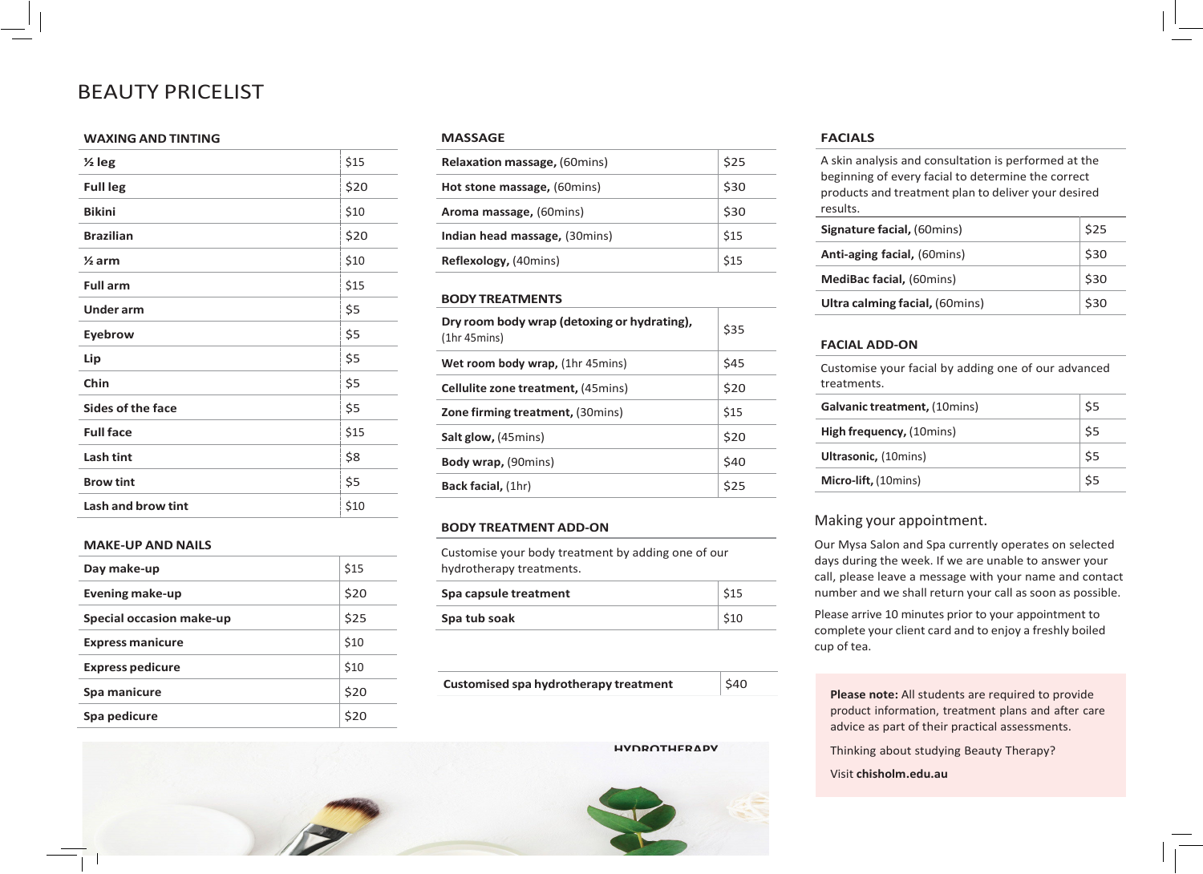# BEAUTY PRICELIST

## WAXING AND TINTING

| | |
|---|---|
| **½ leg** | $15 |
| **Full leg** | $20 |
| **Bikini** | $10 |
| **Brazilian** | $20 |
| **½ arm** | $10 |
| **Full arm** | $15 |
| **Under arm** | $5 |
| **Eyebrow** | $5 |
| **Lip** | $5 |
| **Chin** | $5 |
| **Sides of the face** | $5 |
| **Full face** | $15 |
| **Lash tint** | $8 |
| **Brow tint** | $5 |
| **Lash and brow tint** | $10 |

## MAKE-UP AND NAILS

| | |
|---|---|
| **Day make-up** | $15 |
| **Evening make-up** | $20 |
| **Special occasion make-up** | $25 |
| **Express manicure** | $10 |
| **Express pedicure** | $10 |
| **Spa manicure** | $20 |
| **Spa pedicure** | $20 |

## MASSAGE

| | |
|---|---|
| **Relaxation massage,** (60mins) | $25 |
| **Hot stone massage,** (60mins) | $30 |
| **Aroma massage,** (60mins) | $30 |
| **Indian head massage,** (30mins) | $15 |
| **Reflexology,** (40mins) | $15 |

## BODY TREATMENTS

| | |
|---|---|
| **Dry room body wrap (detoxing or hydrating),** (1hr 45mins) | $35 |
| **Wet room body wrap,** (1hr 45mins) | $45 |
| **Cellulite zone treatment,** (45mins) | $20 |
| **Zone firming treatment,** (30mins) | $15 |
| **Salt glow,** (45mins) | $20 |
| **Body wrap,** (90mins) | $40 |
| **Back facial,** (1hr) | $25 |

## BODY TREATMENT ADD-ON

Customise your body treatment by adding one of our hydrotherapy treatments.

| | |
|---|---|
| **Spa capsule treatment** | $15 |
| **Spa tub soak** | $10 |

## HYDROTHERAPY

| | |
|---|---|
| **Customised spa hydrotherapy treatment** | $40 |

## FACIALS

A skin analysis and consultation is performed at the beginning of every facial to determine the correct products and treatment plan to deliver your desired results.

| | |
|---|---|
| **Signature facial,** (60mins) | $25 |
| **Anti-aging facial,** (60mins) | $30 |
| **MediBac facial,** (60mins) | $30 |
| **Ultra calming facial,** (60mins) | $30 |

## FACIAL ADD-ON

Customise your facial by adding one of our advanced treatments.

| | |
|---|---|
| **Galvanic treatment,** (10mins) | $5 |
| **High frequency,** (10mins) | $5 |
| **Ultrasonic,** (10mins) | $5 |
| **Micro-lift,** (10mins) | $5 |

## Making your appointment.

Our Mysa Salon and Spa currently operates on selected days during the week. If we are unable to answer your call, please leave a message with your name and contact number and we shall return your call as soon as possible.

Please arrive 10 minutes prior to your appointment to complete your client card and to enjoy a freshly boiled cup of tea.

**Please note:** All students are required to provide product information, treatment plans and after care advice as part of their practical assessments.

Thinking about studying Beauty Therapy?

Visit **chisholm.edu.au**